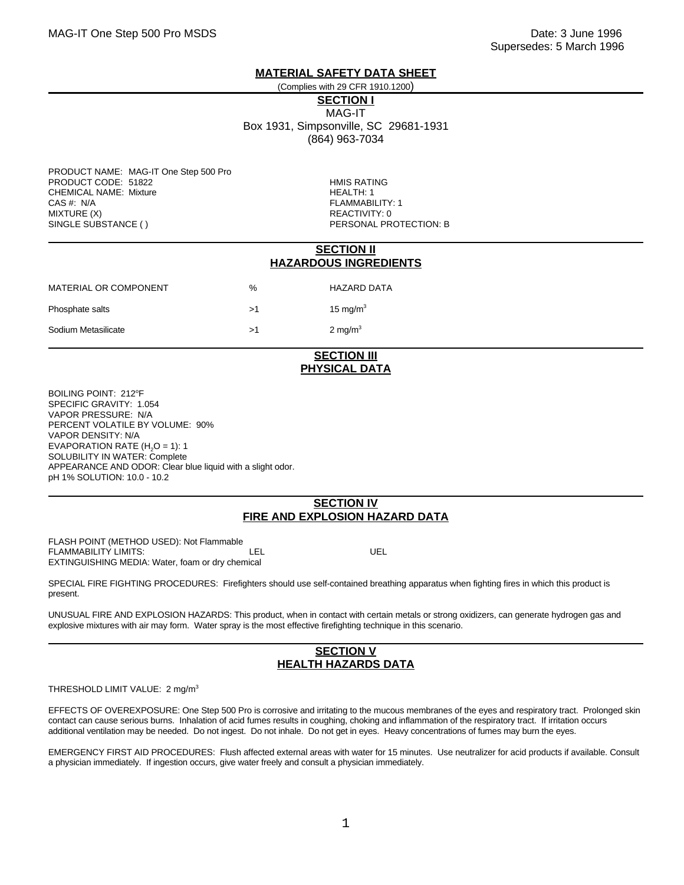Date: 3 June 1996
Supersedes: 5 March 1996

# MATERIAL SAFETY DATA SHEET

(Complies with 29 CFR 1910.1200)

## SECTION I

MAG-IT
Box 1931, Simpsonville, SC 29681-1931
(864) 963-7034

PRODUCT NAME: MAG-IT One Step 500 Pro
PRODUCT CODE: 51822
CHEMICAL NAME: Mixture
CAS #: N/A
MIXTURE (X)
SINGLE SUBSTANCE ( )

HMIS RATING
HEALTH: 1
FLAMMABILITY: 1
REACTIVITY: 0
PERSONAL PROTECTION: B

## SECTION II
## HAZARDOUS INGREDIENTS

| MATERIAL OR COMPONENT | % | HAZARD DATA |
|---|---|---|
| Phosphate salts | >1 | 15 $mg/m^3$ |
| Sodium Metasilicate | >1 | 2 $mg/m^3$ |

## SECTION III
## PHYSICAL DATA

BOILING POINT: 212°F
SPECIFIC GRAVITY: 1.054
VAPOR PRESSURE: N/A
PERCENT VOLATILE BY VOLUME: 90%
VAPOR DENSITY: N/A
EVAPORATION RATE ($H_2O$ = 1): 1
SOLUBILITY IN WATER: Complete
APPEARANCE AND ODOR: Clear blue liquid with a slight odor.
pH 1% SOLUTION: 10.0 - 10.2

## SECTION IV
## FIRE AND EXPLOSION HAZARD DATA

FLASH POINT (METHOD USED): Not Flammable
FLAMMABILITY LIMITS: LEL UEL
EXTINGUISHING MEDIA: Water, foam or dry chemical

SPECIAL FIRE FIGHTING PROCEDURES: Firefighters should use self-contained breathing apparatus when fighting fires in which this product is present.

UNUSUAL FIRE AND EXPLOSION HAZARDS: This product, when in contact with certain metals or strong oxidizers, can generate hydrogen gas and explosive mixtures with air may form. Water spray is the most effective firefighting technique in this scenario.

## SECTION V
## HEALTH HAZARDS DATA

THRESHOLD LIMIT VALUE: 2 $mg/m^3$

EFFECTS OF OVEREXPOSURE: One Step 500 Pro is corrosive and irritating to the mucous membranes of the eyes and respiratory tract. Prolonged skin contact can cause serious burns. Inhalation of acid fumes results in coughing, choking and inflammation of the respiratory tract. If irritation occurs additional ventilation may be needed. Do not ingest. Do not inhale. Do not get in eyes. Heavy concentrations of fumes may burn the eyes.

EMERGENCY FIRST AID PROCEDURES: Flush affected external areas with water for 15 minutes. Use neutralizer for acid products if available. Consult a physician immediately. If ingestion occurs, give water freely and consult a physician immediately.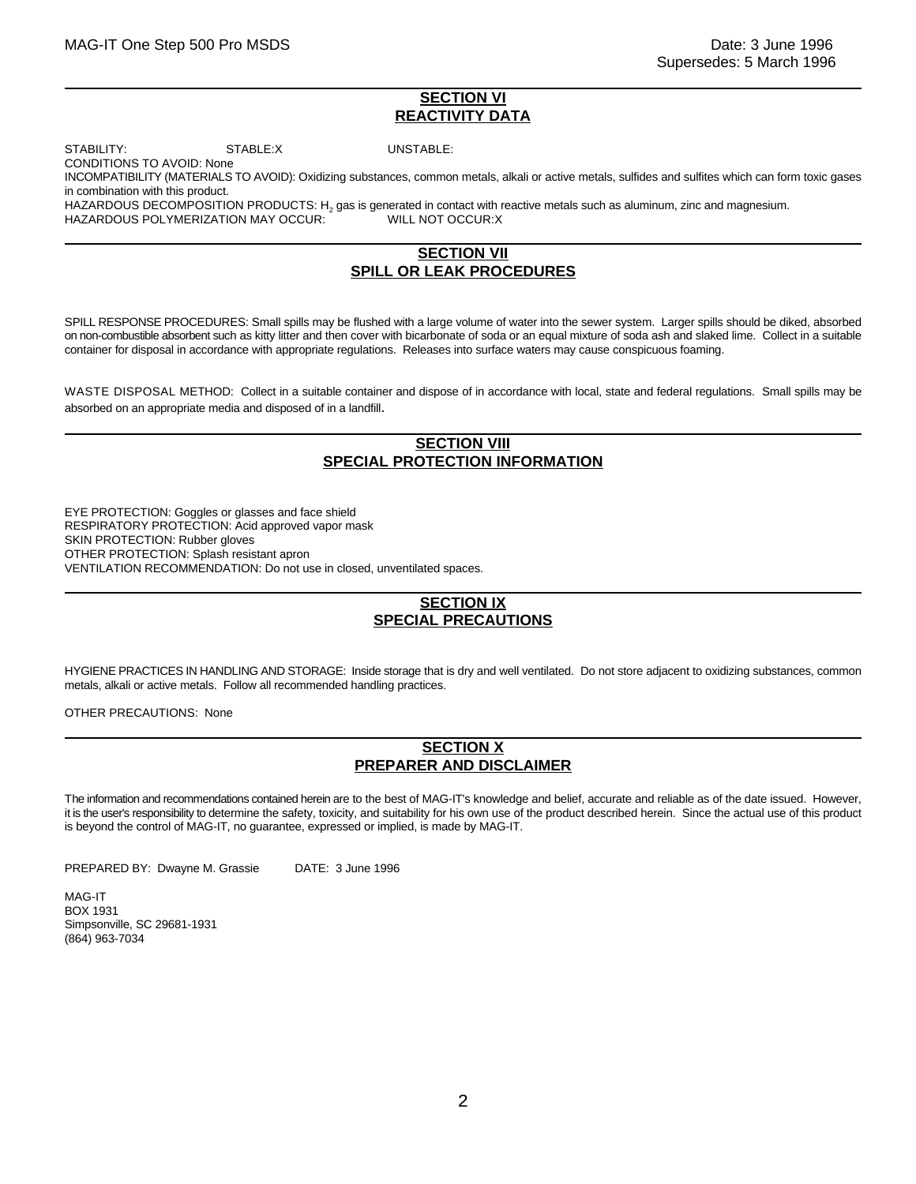## SECTION VI
## REACTIVITY DATA

STABILITY: STABLE:X UNSTABLE:

CONDITIONS TO AVOID: None

INCOMPATIBILITY (MATERIALS TO AVOID): Oxidizing substances, common metals, alkali or active metals, sulfides and sulfites which can form toxic gases in combination with this product.

HAZARDOUS DECOMPOSITION PRODUCTS: $H_2$ gas is generated in contact with reactive metals such as aluminum, zinc and magnesium.

HAZARDOUS POLYMERIZATION MAY OCCUR: WILL NOT OCCUR:X

## SECTION VII
## SPILL OR LEAK PROCEDURES

SPILL RESPONSE PROCEDURES: Small spills may be flushed with a large volume of water into the sewer system. Larger spills should be diked, absorbed on non-combustible absorbent such as kitty litter and then cover with bicarbonate of soda or an equal mixture of soda ash and slaked lime. Collect in a suitable container for disposal in accordance with appropriate regulations. Releases into surface waters may cause conspicuous foaming.

WASTE DISPOSAL METHOD: Collect in a suitable container and dispose of in accordance with local, state and federal regulations. Small spills may be absorbed on an appropriate media and disposed of in a landfill.

## SECTION VIII
## SPECIAL PROTECTION INFORMATION

EYE PROTECTION: Goggles or glasses and face shield
RESPIRATORY PROTECTION: Acid approved vapor mask
SKIN PROTECTION: Rubber gloves
OTHER PROTECTION: Splash resistant apron
VENTILATION RECOMMENDATION: Do not use in closed, unventilated spaces.

## SECTION IX
## SPECIAL PRECAUTIONS

HYGIENE PRACTICES IN HANDLING AND STORAGE: Inside storage that is dry and well ventilated. Do not store adjacent to oxidizing substances, common metals, alkali or active metals. Follow all recommended handling practices.

OTHER PRECAUTIONS: None

## SECTION X
## PREPARER AND DISCLAIMER

The information and recommendations contained herein are to the best of MAG-IT's knowledge and belief, accurate and reliable as of the date issued. However, it is the user's responsibility to determine the safety, toxicity, and suitability for his own use of the product described herein. Since the actual use of this product is beyond the control of MAG-IT, no guarantee, expressed or implied, is made by MAG-IT.

PREPARED BY: Dwayne M. Grassie DATE: 3 June 1996

MAG-IT
BOX 1931
Simpsonville, SC 29681-1931
(864) 963-7034